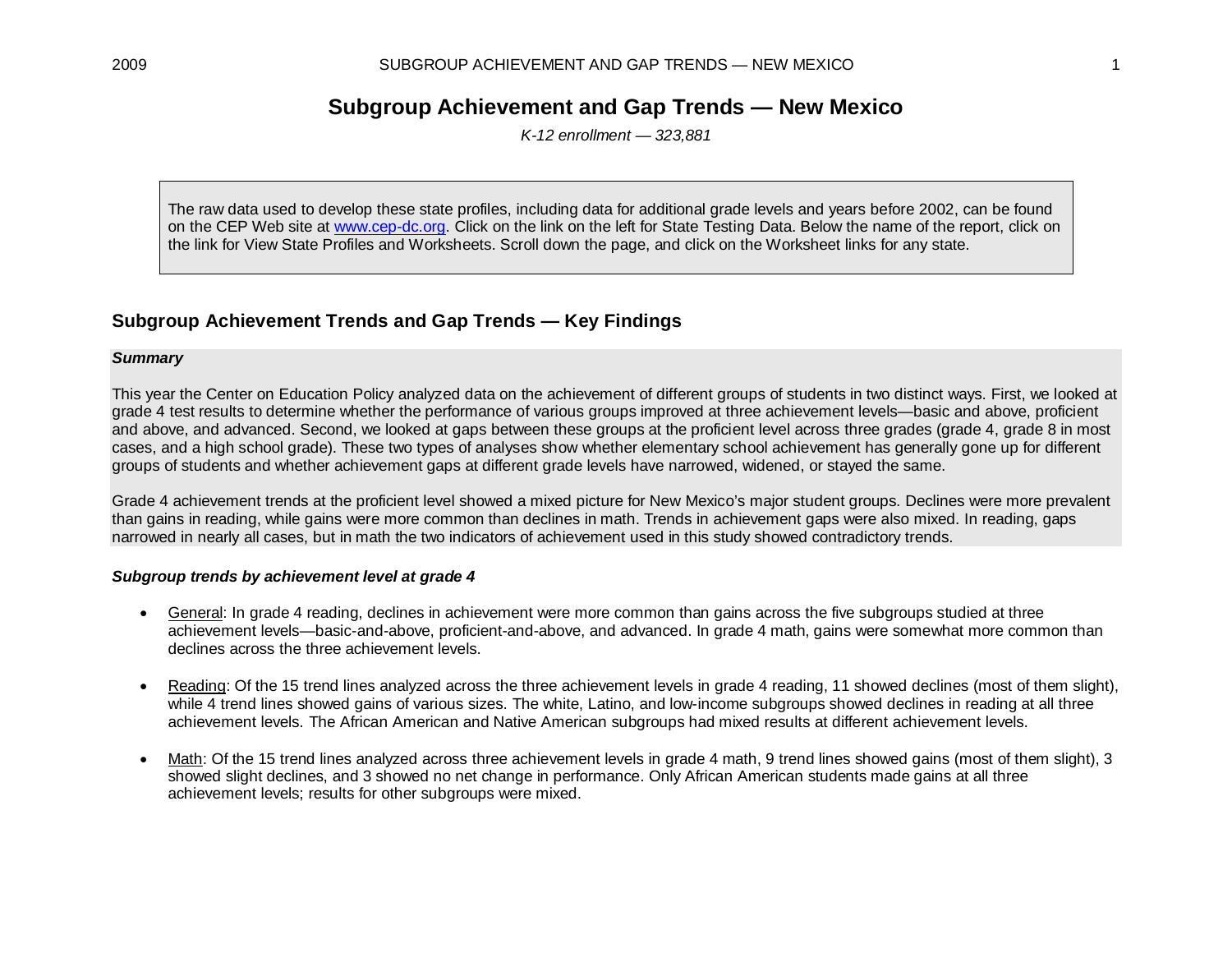# Subgroup Achievement and Gap Trends — New Mexico

*K-12 enrollment — 323,881*

> The raw data used to develop these state profiles, including data for additional grade levels and years before 2002, can be found on the CEP Web site at [www.cep-dc.org](http://www.cep-dc.org). Click on the link on the left for State Testing Data. Below the name of the report, click on the link for View State Profiles and Worksheets. Scroll down the page, and click on the Worksheet links for any state.

## Subgroup Achievement Trends and Gap Trends — Key Findings

***Summary***

This year the Center on Education Policy analyzed data on the achievement of different groups of students in two distinct ways. First, we looked at grade 4 test results to determine whether the performance of various groups improved at three achievement levels—basic and above, proficient and above, and advanced. Second, we looked at gaps between these groups at the proficient level across three grades (grade 4, grade 8 in most cases, and a high school grade). These two types of analyses show whether elementary school achievement has generally gone up for different groups of students and whether achievement gaps at different grade levels have narrowed, widened, or stayed the same.

Grade 4 achievement trends at the proficient level showed a mixed picture for New Mexico's major student groups. Declines were more prevalent than gains in reading, while gains were more common than declines in math. Trends in achievement gaps were also mixed. In reading, gaps narrowed in nearly all cases, but in math the two indicators of achievement used in this study showed contradictory trends.

***Subgroup trends by achievement level at grade 4***

- General: In grade 4 reading, declines in achievement were more common than gains across the five subgroups studied at three achievement levels—basic-and-above, proficient-and-above, and advanced. In grade 4 math, gains were somewhat more common than declines across the three achievement levels.

- Reading: Of the 15 trend lines analyzed across the three achievement levels in grade 4 reading, 11 showed declines (most of them slight), while 4 trend lines showed gains of various sizes. The white, Latino, and low-income subgroups showed declines in reading at all three achievement levels. The African American and Native American subgroups had mixed results at different achievement levels.

- Math: Of the 15 trend lines analyzed across three achievement levels in grade 4 math, 9 trend lines showed gains (most of them slight), 3 showed slight declines, and 3 showed no net change in performance. Only African American students made gains at all three achievement levels; results for other subgroups were mixed.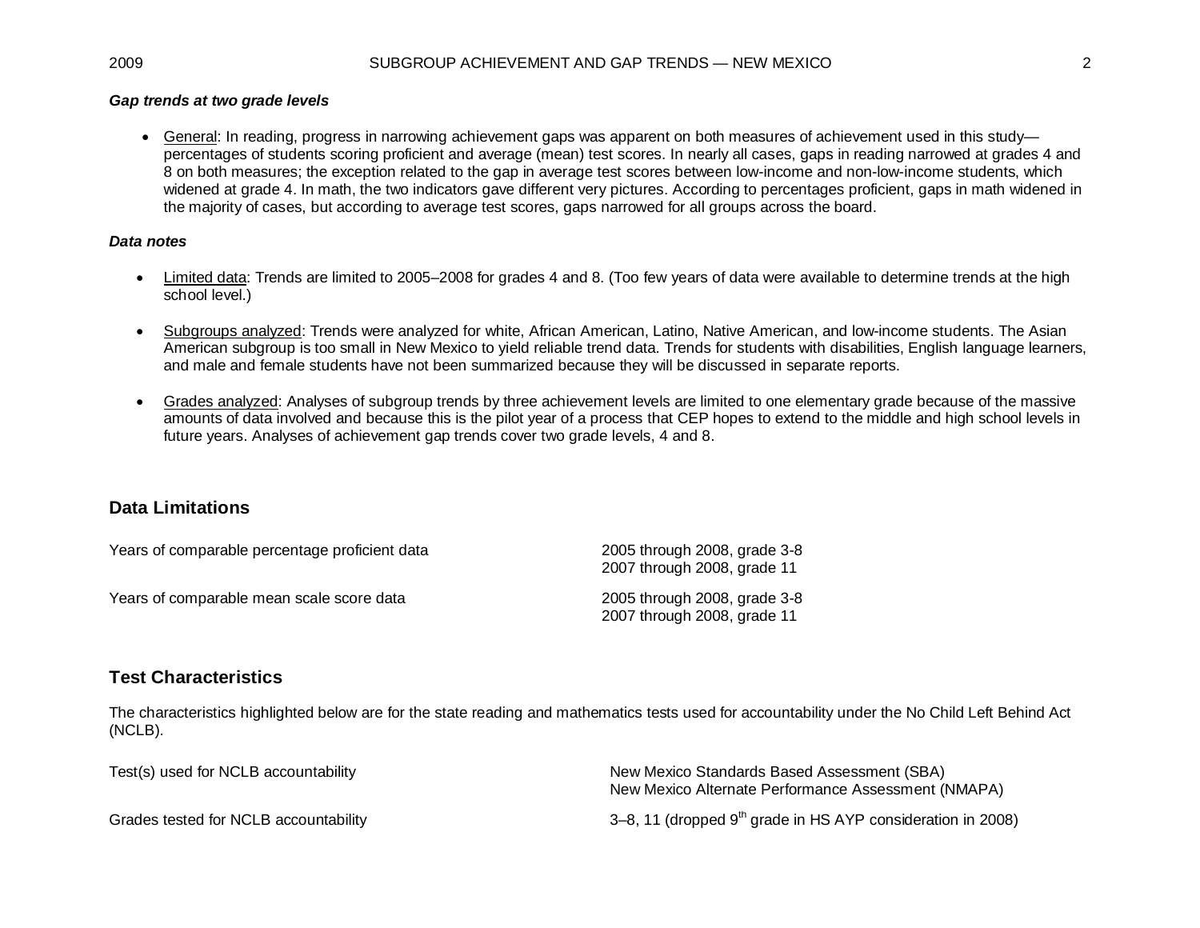***Gap trends at two grade levels***

- General: In reading, progress in narrowing achievement gaps was apparent on both measures of achievement used in this study—percentages of students scoring proficient and average (mean) test scores. In nearly all cases, gaps in reading narrowed at grades 4 and 8 on both measures; the exception related to the gap in average test scores between low-income and non-low-income students, which widened at grade 4. In math, the two indicators gave different very pictures. According to percentages proficient, gaps in math widened in the majority of cases, but according to average test scores, gaps narrowed for all groups across the board.

***Data notes***

- Limited data: Trends are limited to 2005–2008 for grades 4 and 8. (Too few years of data were available to determine trends at the high school level.)
- Subgroups analyzed: Trends were analyzed for white, African American, Latino, Native American, and low-income students. The Asian American subgroup is too small in New Mexico to yield reliable trend data. Trends for students with disabilities, English language learners, and male and female students have not been summarized because they will be discussed in separate reports.
- Grades analyzed: Analyses of subgroup trends by three achievement levels are limited to one elementary grade because of the massive amounts of data involved and because this is the pilot year of a process that CEP hopes to extend to the middle and high school levels in future years. Analyses of achievement gap trends cover two grade levels, 4 and 8.

## Data Limitations

| | |
|---|---|
| Years of comparable percentage proficient data | 2005 through 2008, grade 3-8<br>2007 through 2008, grade 11 |
| Years of comparable mean scale score data | 2005 through 2008, grade 3-8<br>2007 through 2008, grade 11 |

## Test Characteristics

The characteristics highlighted below are for the state reading and mathematics tests used for accountability under the No Child Left Behind Act (NCLB).

| | |
|---|---|
| Test(s) used for NCLB accountability | New Mexico Standards Based Assessment (SBA)<br>New Mexico Alternate Performance Assessment (NMAPA) |
| Grades tested for NCLB accountability | 3–8, 11 (dropped 9th grade in HS AYP consideration in 2008) |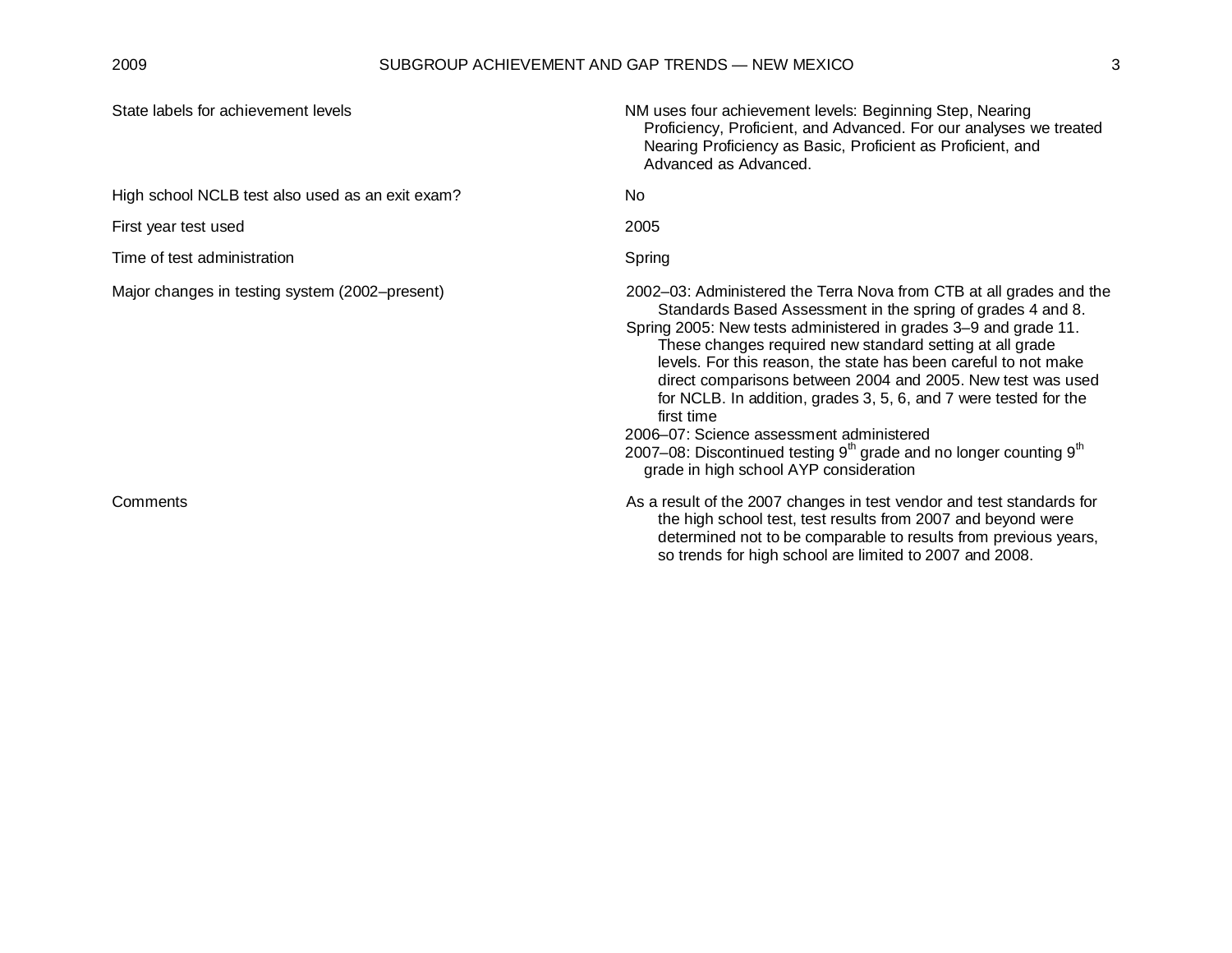| | |
|---|---|
| State labels for achievement levels | NM uses four achievement levels: Beginning Step, Nearing Proficiency, Proficient, and Advanced. For our analyses we treated Nearing Proficiency as Basic, Proficient as Proficient, and Advanced as Advanced. |
| High school NCLB test also used as an exit exam? | No |
| First year test used | 2005 |
| Time of test administration | Spring |
| Major changes in testing system (2002–present) | 2002–03: Administered the Terra Nova from CTB at all grades and the Standards Based Assessment in the spring of grades 4 and 8.<br>Spring 2005: New tests administered in grades 3–9 and grade 11. These changes required new standard setting at all grade levels. For this reason, the state has been careful to not make direct comparisons between 2004 and 2005. New test was used for NCLB. In addition, grades 3, 5, 6, and 7 were tested for the first time<br>2006–07: Science assessment administered<br>2007–08: Discontinued testing 9th grade and no longer counting 9th grade in high school AYP consideration |
| Comments | As a result of the 2007 changes in test vendor and test standards for the high school test, test results from 2007 and beyond were determined not to be comparable to results from previous years, so trends for high school are limited to 2007 and 2008. |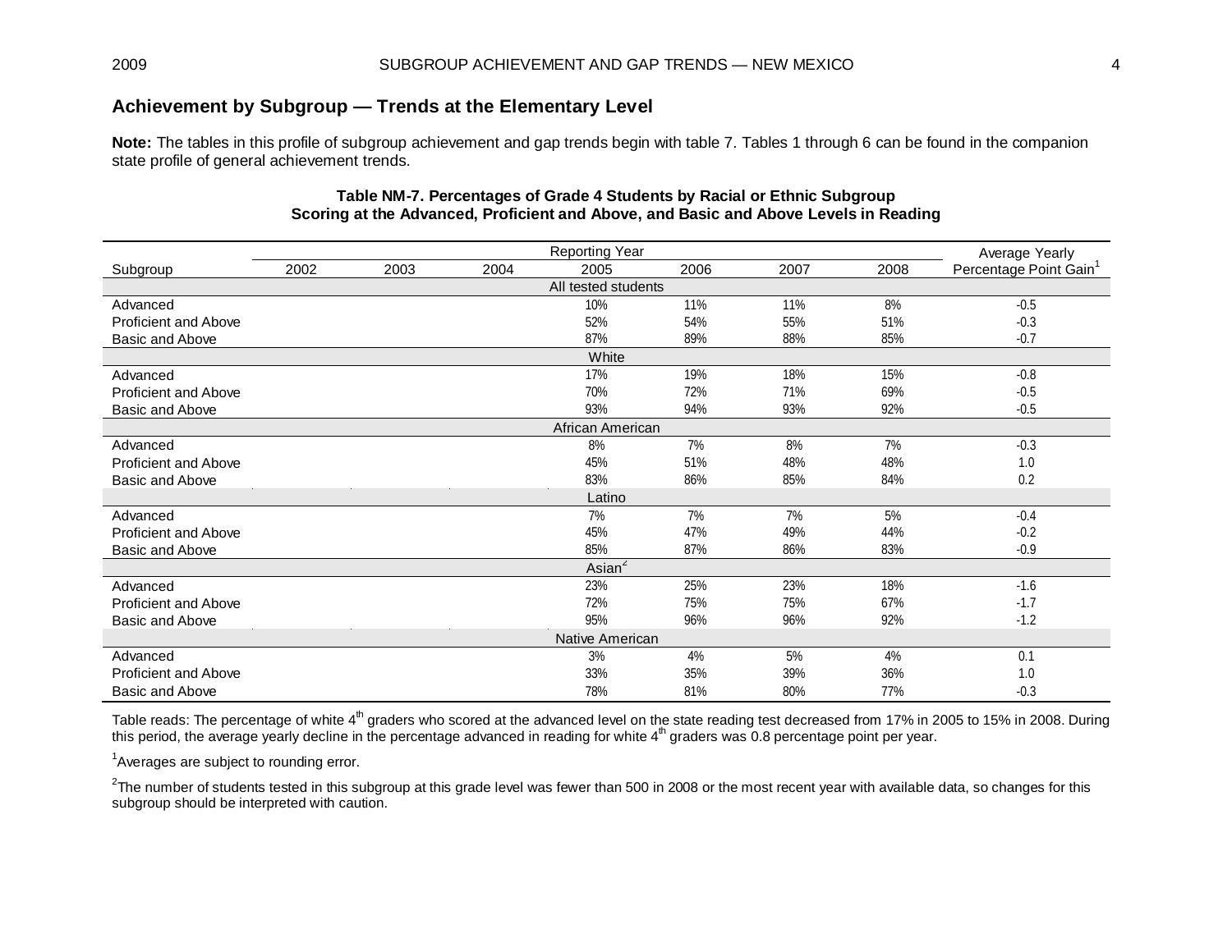## Achievement by Subgroup — Trends at the Elementary Level

**Note:** The tables in this profile of subgroup achievement and gap trends begin with table 7. Tables 1 through 6 can be found in the companion state profile of general achievement trends.

**Table NM-7. Percentages of Grade 4 Students by Racial or Ethnic Subgroup Scoring at the Advanced, Proficient and Above, and Basic and Above Levels in Reading**

| | Reporting Year | | | | | | | Average Yearly |
|---|---|---|---|---|---|---|---|---|
| Subgroup | 2002 | 2003 | 2004 | 2005 | 2006 | 2007 | 2008 | Percentage Point Gain[1] |
| All tested students | | | | | | | | |
| Advanced | | | | 10% | 11% | 11% | 8% | -0.5 |
| Proficient and Above | | | | 52% | 54% | 55% | 51% | -0.3 |
| Basic and Above | | | | 87% | 89% | 88% | 85% | -0.7 |
| White | | | | | | | | |
| Advanced | | | | 17% | 19% | 18% | 15% | -0.8 |
| Proficient and Above | | | | 70% | 72% | 71% | 69% | -0.5 |
| Basic and Above | | | | 93% | 94% | 93% | 92% | -0.5 |
| African American | | | | | | | | |
| Advanced | | | | 8% | 7% | 8% | 7% | -0.3 |
| Proficient and Above | | | | 45% | 51% | 48% | 48% | 1.0 |
| Basic and Above | | | | 83% | 86% | 85% | 84% | 0.2 |
| Latino | | | | | | | | |
| Advanced | | | | 7% | 7% | 7% | 5% | -0.4 |
| Proficient and Above | | | | 45% | 47% | 49% | 44% | -0.2 |
| Basic and Above | | | | 85% | 87% | 86% | 83% | -0.9 |
| Asian[2] | | | | | | | | |
| Advanced | | | | 23% | 25% | 23% | 18% | -1.6 |
| Proficient and Above | | | | 72% | 75% | 75% | 67% | -1.7 |
| Basic and Above | | | | 95% | 96% | 96% | 92% | -1.2 |
| Native American | | | | | | | | |
| Advanced | | | | 3% | 4% | 5% | 4% | 0.1 |
| Proficient and Above | | | | 33% | 35% | 39% | 36% | 1.0 |
| Basic and Above | | | | 78% | 81% | 80% | 77% | -0.3 |

Table reads: The percentage of white 4th graders who scored at the advanced level on the state reading test decreased from 17% in 2005 to 15% in 2008. During this period, the average yearly decline in the percentage advanced in reading for white 4th graders was 0.8 percentage point per year.

[1]Averages are subject to rounding error.

[2]The number of students tested in this subgroup at this grade level was fewer than 500 in 2008 or the most recent year with available data, so changes for this subgroup should be interpreted with caution.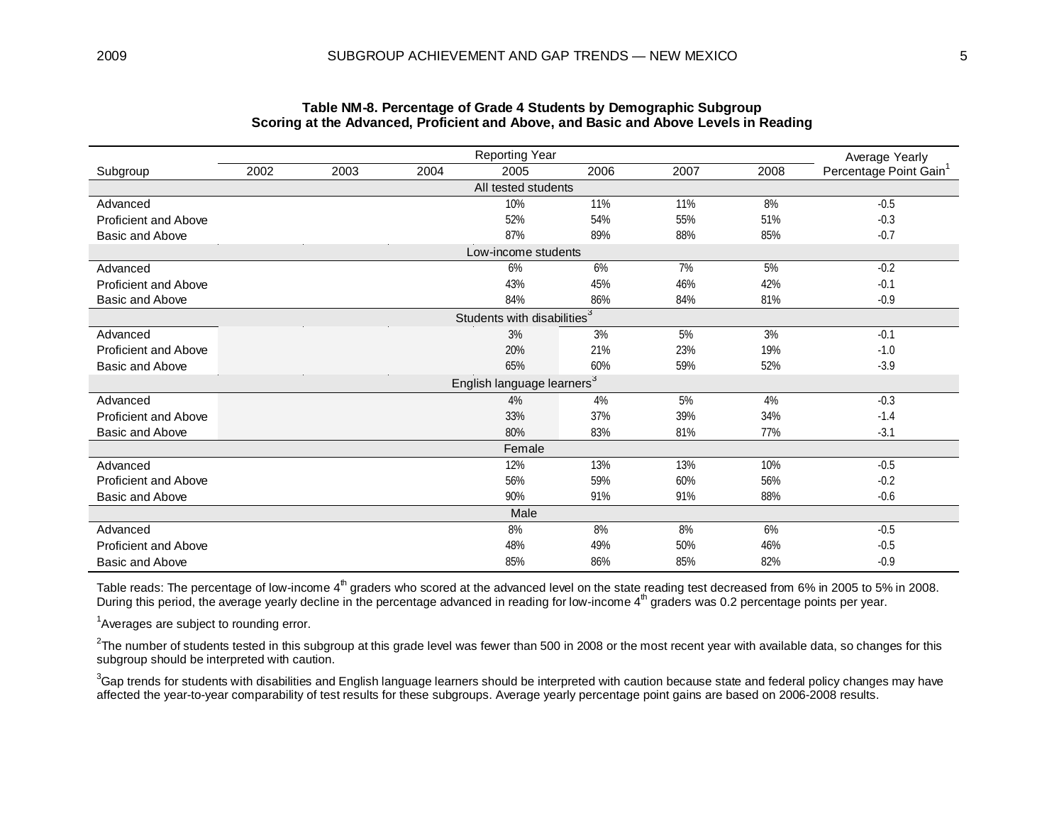**Table NM-8. Percentage of Grade 4 Students by Demographic Subgroup Scoring at the Advanced, Proficient and Above, and Basic and Above Levels in Reading**

| Subgroup | Reporting Year 2002 | 2003 | 2004 | 2005 | 2006 | 2007 | 2008 | Average Yearly Percentage Point Gain[1] |
|---|---|---|---|---|---|---|---|---|
| **All tested students** | | | | | | | | |
| Advanced | | | | 10% | 11% | 11% | 8% | -0.5 |
| Proficient and Above | | | | 52% | 54% | 55% | 51% | -0.3 |
| Basic and Above | | | | 87% | 89% | 88% | 85% | -0.7 |
| **Low-income students** | | | | | | | | |
| Advanced | | | | 6% | 6% | 7% | 5% | -0.2 |
| Proficient and Above | | | | 43% | 45% | 46% | 42% | -0.1 |
| Basic and Above | | | | 84% | 86% | 84% | 81% | -0.9 |
| **Students with disabilities[3]** | | | | | | | | |
| Advanced | | | | 3% | 3% | 5% | 3% | -0.1 |
| Proficient and Above | | | | 20% | 21% | 23% | 19% | -1.0 |
| Basic and Above | | | | 65% | 60% | 59% | 52% | -3.9 |
| **English language learners[3]** | | | | | | | | |
| Advanced | | | | 4% | 4% | 5% | 4% | -0.3 |
| Proficient and Above | | | | 33% | 37% | 39% | 34% | -1.4 |
| Basic and Above | | | | 80% | 83% | 81% | 77% | -3.1 |
| **Female** | | | | | | | | |
| Advanced | | | | 12% | 13% | 13% | 10% | -0.5 |
| Proficient and Above | | | | 56% | 59% | 60% | 56% | -0.2 |
| Basic and Above | | | | 90% | 91% | 91% | 88% | -0.6 |
| **Male** | | | | | | | | |
| Advanced | | | | 8% | 8% | 8% | 6% | -0.5 |
| Proficient and Above | | | | 48% | 49% | 50% | 46% | -0.5 |
| Basic and Above | | | | 85% | 86% | 85% | 82% | -0.9 |

Table reads: The percentage of low-income 4th graders who scored at the advanced level on the state reading test decreased from 6% in 2005 to 5% in 2008. During this period, the average yearly decline in the percentage advanced in reading for low-income 4th graders was 0.2 percentage points per year.

[1]Averages are subject to rounding error.

[2]The number of students tested in this subgroup at this grade level was fewer than 500 in 2008 or the most recent year with available data, so changes for this subgroup should be interpreted with caution.

[3]Gap trends for students with disabilities and English language learners should be interpreted with caution because state and federal policy changes may have affected the year-to-year comparability of test results for these subgroups. Average yearly percentage point gains are based on 2006-2008 results.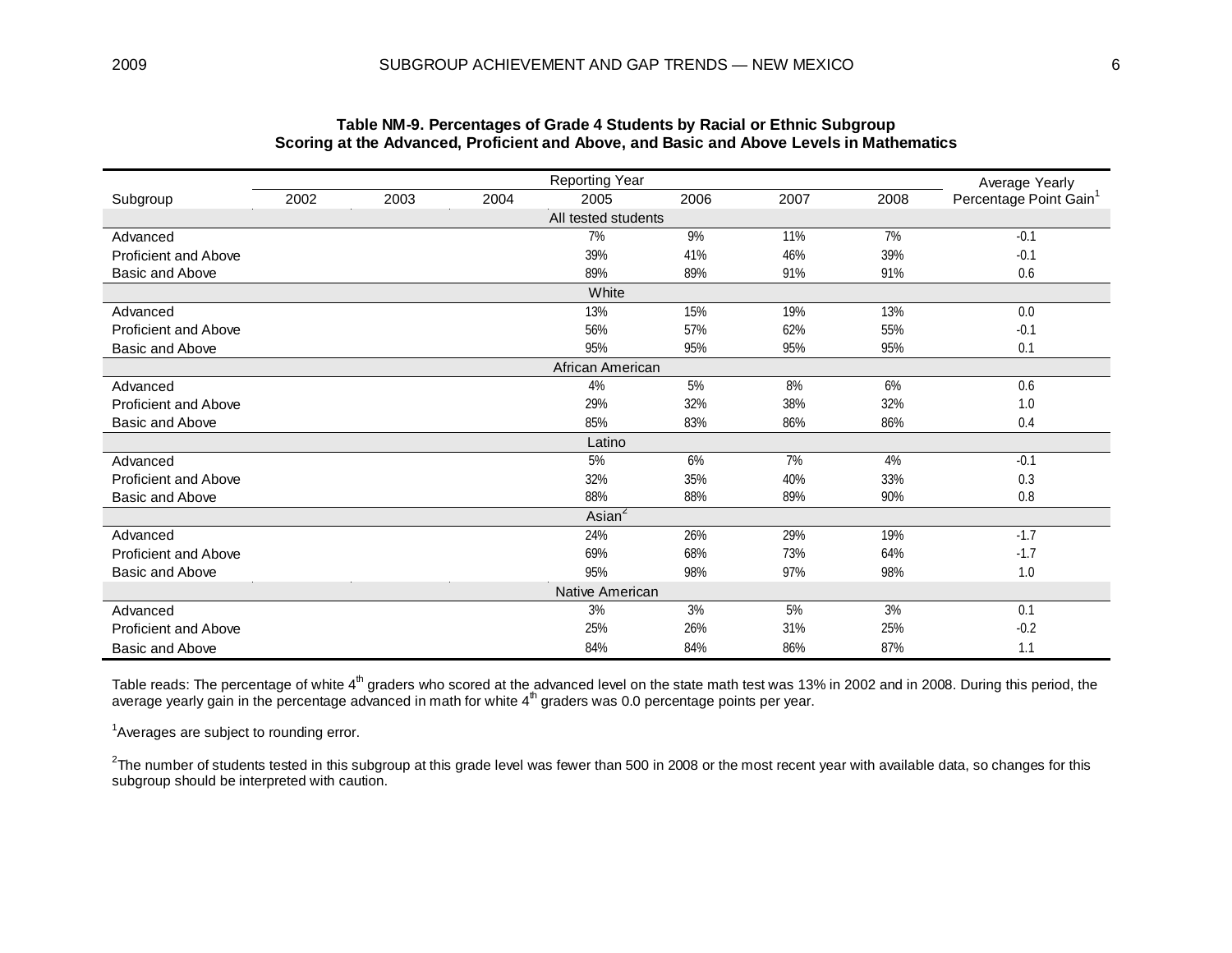**Table NM-9. Percentages of Grade 4 Students by Racial or Ethnic Subgroup Scoring at the Advanced, Proficient and Above, and Basic and Above Levels in Mathematics**

| Subgroup | Reporting Year 2002 | 2003 | 2004 | 2005 | 2006 | 2007 | 2008 | Average Yearly Percentage Point Gain[1] |
|---|---|---|---|---|---|---|---|---|
| **All tested students** | | | | | | | | |
| Advanced | | | | 7% | 9% | 11% | 7% | -0.1 |
| Proficient and Above | | | | 39% | 41% | 46% | 39% | -0.1 |
| Basic and Above | | | | 89% | 89% | 91% | 91% | 0.6 |
| **White** | | | | | | | | |
| Advanced | | | | 13% | 15% | 19% | 13% | 0.0 |
| Proficient and Above | | | | 56% | 57% | 62% | 55% | -0.1 |
| Basic and Above | | | | 95% | 95% | 95% | 95% | 0.1 |
| **African American** | | | | | | | | |
| Advanced | | | | 4% | 5% | 8% | 6% | 0.6 |
| Proficient and Above | | | | 29% | 32% | 38% | 32% | 1.0 |
| Basic and Above | | | | 85% | 83% | 86% | 86% | 0.4 |
| **Latino** | | | | | | | | |
| Advanced | | | | 5% | 6% | 7% | 4% | -0.1 |
| Proficient and Above | | | | 32% | 35% | 40% | 33% | 0.3 |
| Basic and Above | | | | 88% | 88% | 89% | 90% | 0.8 |
| **Asian[2]** | | | | | | | | |
| Advanced | | | | 24% | 26% | 29% | 19% | -1.7 |
| Proficient and Above | | | | 69% | 68% | 73% | 64% | -1.7 |
| Basic and Above | | | | 95% | 98% | 97% | 98% | 1.0 |
| **Native American** | | | | | | | | |
| Advanced | | | | 3% | 3% | 5% | 3% | 0.1 |
| Proficient and Above | | | | 25% | 26% | 31% | 25% | -0.2 |
| Basic and Above | | | | 84% | 84% | 86% | 87% | 1.1 |

Table reads: The percentage of white 4th graders who scored at the advanced level on the state math test was 13% in 2002 and in 2008. During this period, the average yearly gain in the percentage advanced in math for white 4th graders was 0.0 percentage points per year.

[1]Averages are subject to rounding error.

[2]The number of students tested in this subgroup at this grade level was fewer than 500 in 2008 or the most recent year with available data, so changes for this subgroup should be interpreted with caution.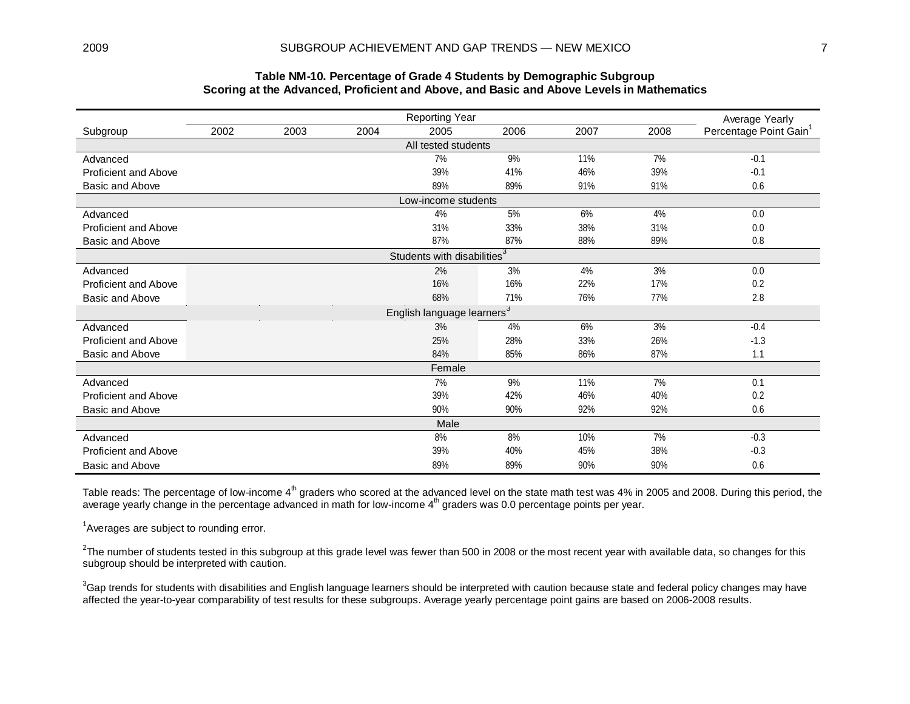**Table NM-10. Percentage of Grade 4 Students by Demographic Subgroup Scoring at the Advanced, Proficient and Above, and Basic and Above Levels in Mathematics**

| Subgroup | 2002 | 2003 | 2004 | 2005 | 2006 | 2007 | 2008 | Average Yearly Percentage Point Gain[1] |
|---|---|---|---|---|---|---|---|---|
| **All tested students** | | | | | | | | |
| Advanced | | | | 7% | 9% | 11% | 7% | -0.1 |
| Proficient and Above | | | | 39% | 41% | 46% | 39% | -0.1 |
| Basic and Above | | | | 89% | 89% | 91% | 91% | 0.6 |
| **Low-income students** | | | | | | | | |
| Advanced | | | | 4% | 5% | 6% | 4% | 0.0 |
| Proficient and Above | | | | 31% | 33% | 38% | 31% | 0.0 |
| Basic and Above | | | | 87% | 87% | 88% | 89% | 0.8 |
| **Students with disabilities[3]** | | | | | | | | |
| Advanced | | | | 2% | 3% | 4% | 3% | 0.0 |
| Proficient and Above | | | | 16% | 16% | 22% | 17% | 0.2 |
| Basic and Above | | | | 68% | 71% | 76% | 77% | 2.8 |
| **English language learners[3]** | | | | | | | | |
| Advanced | | | | 3% | 4% | 6% | 3% | -0.4 |
| Proficient and Above | | | | 25% | 28% | 33% | 26% | -1.3 |
| Basic and Above | | | | 84% | 85% | 86% | 87% | 1.1 |
| **Female** | | | | | | | | |
| Advanced | | | | 7% | 9% | 11% | 7% | 0.1 |
| Proficient and Above | | | | 39% | 42% | 46% | 40% | 0.2 |
| Basic and Above | | | | 90% | 90% | 92% | 92% | 0.6 |
| **Male** | | | | | | | | |
| Advanced | | | | 8% | 8% | 10% | 7% | -0.3 |
| Proficient and Above | | | | 39% | 40% | 45% | 38% | -0.3 |
| Basic and Above | | | | 89% | 89% | 90% | 90% | 0.6 |

Table reads: The percentage of low-income 4th graders who scored at the advanced level on the state math test was 4% in 2005 and 2008. During this period, the average yearly change in the percentage advanced in math for low-income 4th graders was 0.0 percentage points per year.

[1]Averages are subject to rounding error.

[2]The number of students tested in this subgroup at this grade level was fewer than 500 in 2008 or the most recent year with available data, so changes for this subgroup should be interpreted with caution.

[3]Gap trends for students with disabilities and English language learners should be interpreted with caution because state and federal policy changes may have affected the year-to-year comparability of test results for these subgroups. Average yearly percentage point gains are based on 2006-2008 results.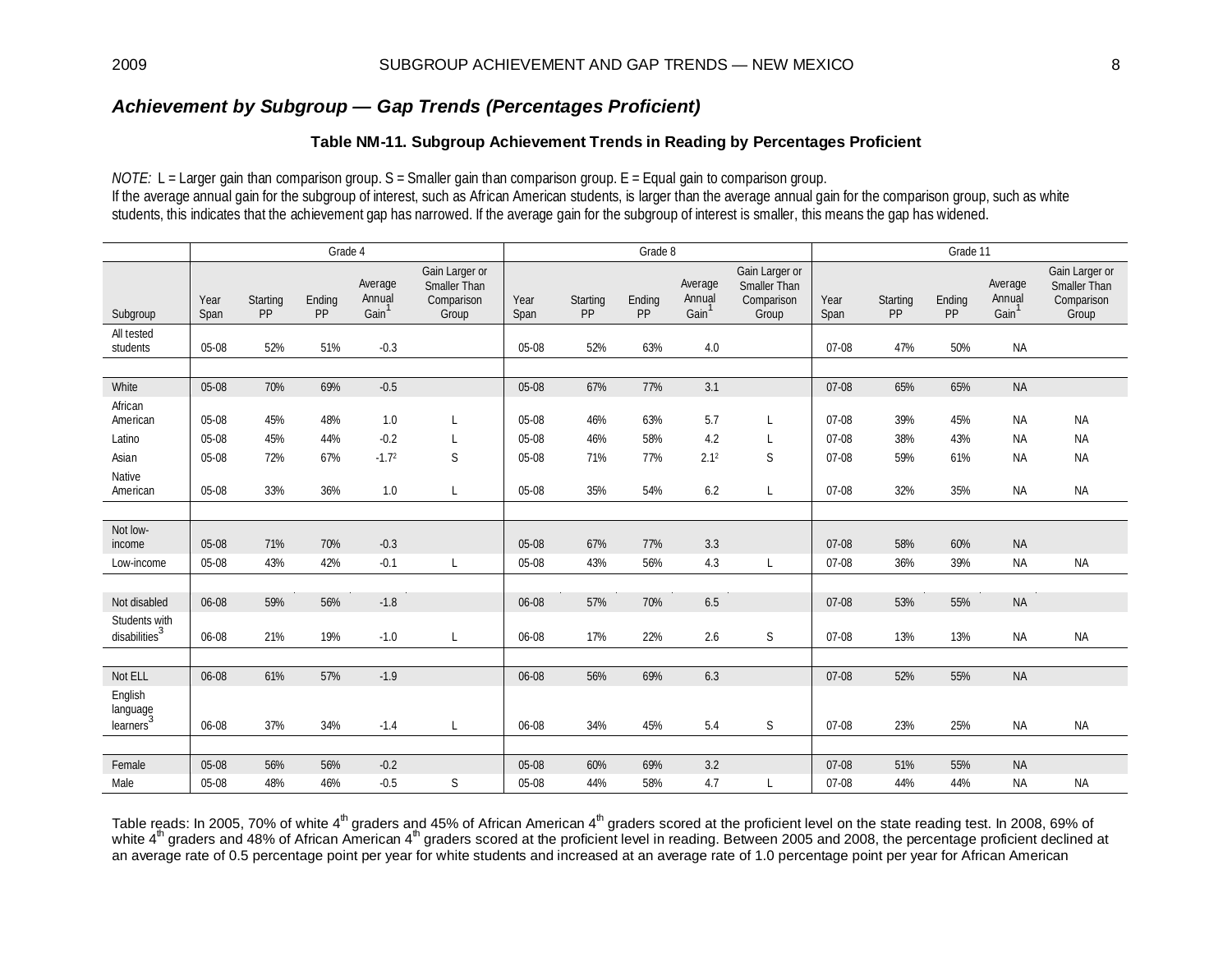## *Achievement by Subgroup — Gap Trends (Percentages Proficient)*

### Table NM-11. Subgroup Achievement Trends in Reading by Percentages Proficient

*NOTE:* L = Larger gain than comparison group. S = Smaller gain than comparison group. E = Equal gain to comparison group.
If the average annual gain for the subgroup of interest, such as African American students, is larger than the average annual gain for the comparison group, such as white students, this indicates that the achievement gap has narrowed. If the average gain for the subgroup of interest is smaller, this means the gap has widened.

| | Grade 4 | | | | | Grade 8 | | | | | Grade 11 | | | | |
|---|---|---|---|---|---|---|---|---|---|---|---|---|---|---|---|
| Subgroup | Year Span | Starting PP | Ending PP | Average Annual Gain[1] | Gain Larger or Smaller Than Comparison Group | Year Span | Starting PP | Ending PP | Average Annual Gain[1] | Gain Larger or Smaller Than Comparison Group | Year Span | Starting PP | Ending PP | Average Annual Gain[1] | Gain Larger or Smaller Than Comparison Group |
| All tested students | 05-08 | 52% | 51% | -0.3 | | 05-08 | 52% | 63% | 4.0 | | 07-08 | 47% | 50% | NA | |
| | | | | | | | | | | | | | | | |
| White | 05-08 | 70% | 69% | -0.5 | | 05-08 | 67% | 77% | 3.1 | | 07-08 | 65% | 65% | NA | |
| African American | 05-08 | 45% | 48% | 1.0 | L | 05-08 | 46% | 63% | 5.7 | L | 07-08 | 39% | 45% | NA | NA |
| Latino | 05-08 | 45% | 44% | -0.2 | L | 05-08 | 46% | 58% | 4.2 | L | 07-08 | 38% | 43% | NA | NA |
| Asian | 05-08 | 72% | 67% | -1.7[2] | S | 05-08 | 71% | 77% | 2.1[2] | S | 07-08 | 59% | 61% | NA | NA |
| Native American | 05-08 | 33% | 36% | 1.0 | L | 05-08 | 35% | 54% | 6.2 | L | 07-08 | 32% | 35% | NA | NA |
| | | | | | | | | | | | | | | | |
| Not low-income | 05-08 | 71% | 70% | -0.3 | | 05-08 | 67% | 77% | 3.3 | | 07-08 | 58% | 60% | NA | |
| Low-income | 05-08 | 43% | 42% | -0.1 | L | 05-08 | 43% | 56% | 4.3 | L | 07-08 | 36% | 39% | NA | NA |
| | | | | | | | | | | | | | | | |
| Not disabled | 06-08 | 59% | 56% | -1.8 | | 06-08 | 57% | 70% | 6.5 | | 07-08 | 53% | 55% | NA | |
| Students with disabilities[3] | 06-08 | 21% | 19% | -1.0 | L | 06-08 | 17% | 22% | 2.6 | S | 07-08 | 13% | 13% | NA | NA |
| | | | | | | | | | | | | | | | |
| Not ELL | 06-08 | 61% | 57% | -1.9 | | 06-08 | 56% | 69% | 6.3 | | 07-08 | 52% | 55% | NA | |
| English language learners[3] | 06-08 | 37% | 34% | -1.4 | L | 06-08 | 34% | 45% | 5.4 | S | 07-08 | 23% | 25% | NA | NA |
| | | | | | | | | | | | | | | | |
| Female | 05-08 | 56% | 56% | -0.2 | | 05-08 | 60% | 69% | 3.2 | | 07-08 | 51% | 55% | NA | |
| Male | 05-08 | 48% | 46% | -0.5 | S | 05-08 | 44% | 58% | 4.7 | L | 07-08 | 44% | 44% | NA | NA |

Table reads: In 2005, 70% of white 4th graders and 45% of African American 4th graders scored at the proficient level on the state reading test. In 2008, 69% of white 4th graders and 48% of African American 4th graders scored at the proficient level in reading. Between 2005 and 2008, the percentage proficient declined at an average rate of 0.5 percentage point per year for white students and increased at an average rate of 1.0 percentage point per year for African American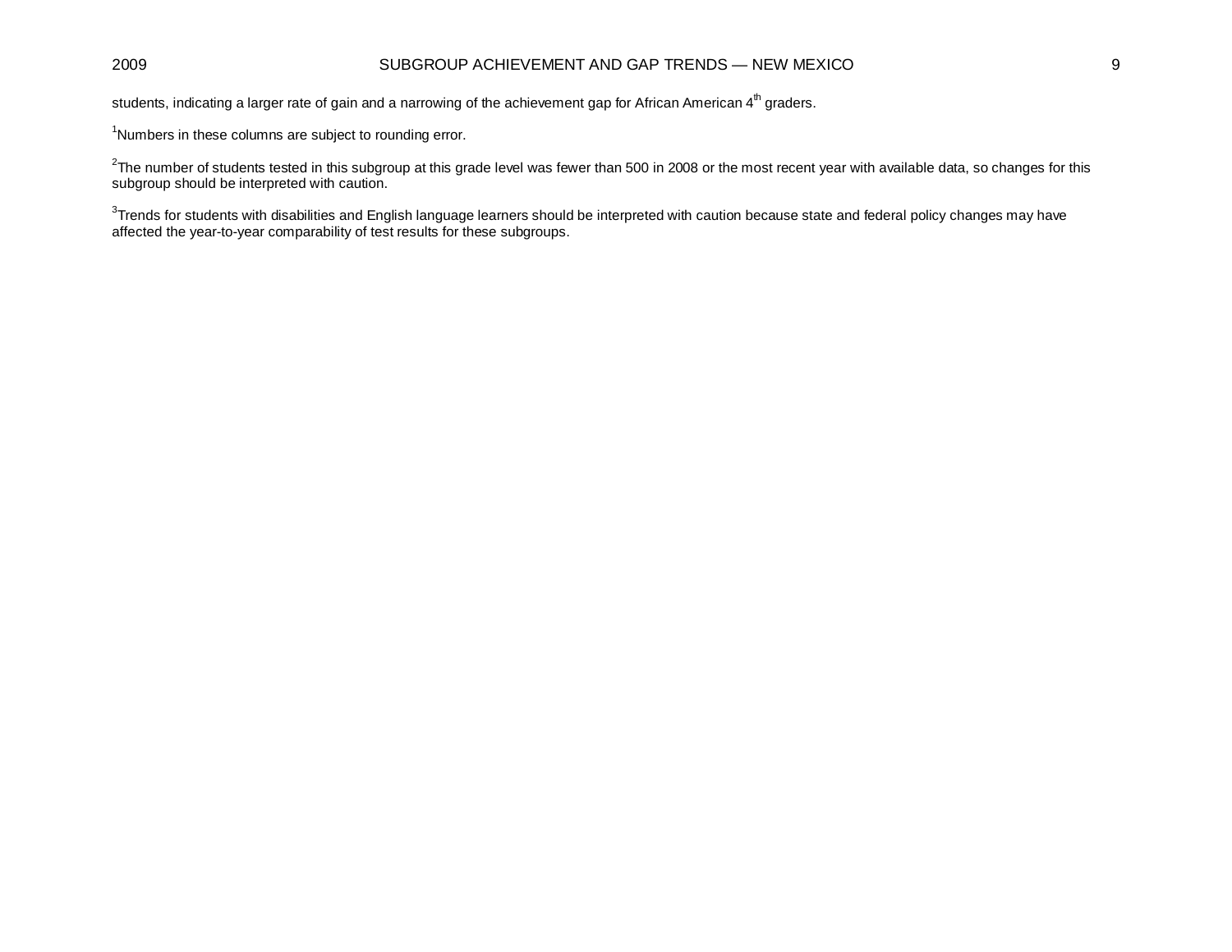students, indicating a larger rate of gain and a narrowing of the achievement gap for African American 4th graders.

[1]Numbers in these columns are subject to rounding error.

[2]The number of students tested in this subgroup at this grade level was fewer than 500 in 2008 or the most recent year with available data, so changes for this subgroup should be interpreted with caution.

[3]Trends for students with disabilities and English language learners should be interpreted with caution because state and federal policy changes may have affected the year-to-year comparability of test results for these subgroups.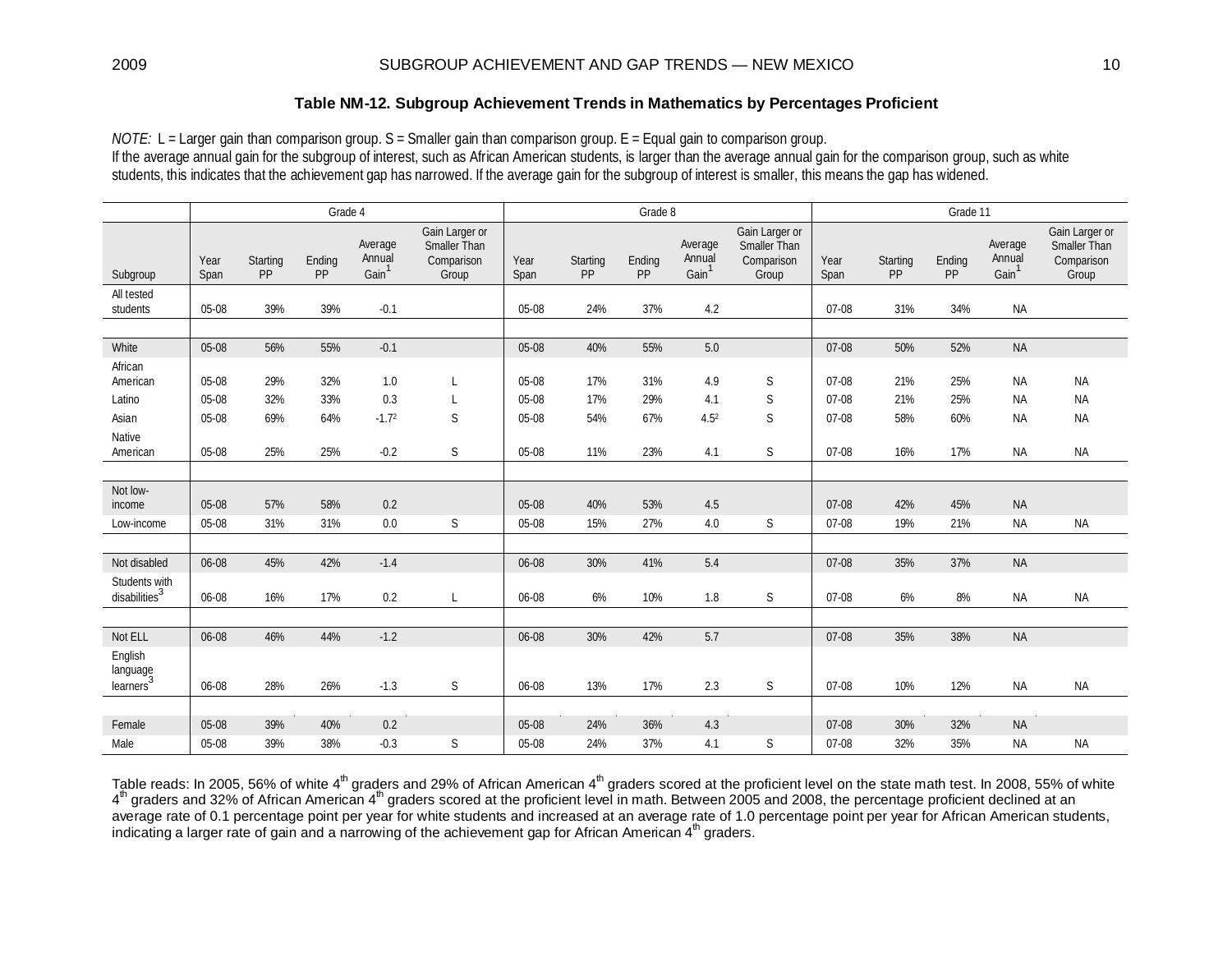### Table NM-12. Subgroup Achievement Trends in Mathematics by Percentages Proficient

*NOTE:* L = Larger gain than comparison group. S = Smaller gain than comparison group. E = Equal gain to comparison group.
If the average annual gain for the subgroup of interest, such as African American students, is larger than the average annual gain for the comparison group, such as white students, this indicates that the achievement gap has narrowed. If the average gain for the subgroup of interest is smaller, this means the gap has widened.

| | Grade 4 | | | | | Grade 8 | | | | | Grade 11 | | | | |
|---|---|---|---|---|---|---|---|---|---|---|---|---|---|---|---|
| Subgroup | Year Span | Starting PP | Ending PP | Average Annual Gain[1] | Gain Larger or Smaller Than Comparison Group | Year Span | Starting PP | Ending PP | Average Annual Gain[1] | Gain Larger or Smaller Than Comparison Group | Year Span | Starting PP | Ending PP | Average Annual Gain[1] | Gain Larger or Smaller Than Comparison Group |
| All tested students | 05-08 | 39% | 39% | -0.1 | | 05-08 | 24% | 37% | 4.2 | | 07-08 | 31% | 34% | NA | |
| | | | | | | | | | | | | | | | |
| White | 05-08 | 56% | 55% | -0.1 | | 05-08 | 40% | 55% | 5.0 | | 07-08 | 50% | 52% | NA | |
| African American | 05-08 | 29% | 32% | 1.0 | L | 05-08 | 17% | 31% | 4.9 | S | 07-08 | 21% | 25% | NA | NA |
| Latino | 05-08 | 32% | 33% | 0.3 | L | 05-08 | 17% | 29% | 4.1 | S | 07-08 | 21% | 25% | NA | NA |
| Asian | 05-08 | 69% | 64% | -1.7[2] | S | 05-08 | 54% | 67% | 4.5[2] | S | 07-08 | 58% | 60% | NA | NA |
| Native American | 05-08 | 25% | 25% | -0.2 | S | 05-08 | 11% | 23% | 4.1 | S | 07-08 | 16% | 17% | NA | NA |
| | | | | | | | | | | | | | | | |
| Not low-income | 05-08 | 57% | 58% | 0.2 | | 05-08 | 40% | 53% | 4.5 | | 07-08 | 42% | 45% | NA | |
| Low-income | 05-08 | 31% | 31% | 0.0 | S | 05-08 | 15% | 27% | 4.0 | S | 07-08 | 19% | 21% | NA | NA |
| | | | | | | | | | | | | | | | |
| Not disabled | 06-08 | 45% | 42% | -1.4 | | 06-08 | 30% | 41% | 5.4 | | 07-08 | 35% | 37% | NA | |
| Students with disabilities[3] | 06-08 | 16% | 17% | 0.2 | L | 06-08 | 6% | 10% | 1.8 | S | 07-08 | 6% | 8% | NA | NA |
| | | | | | | | | | | | | | | | |
| Not ELL | 06-08 | 46% | 44% | -1.2 | | 06-08 | 30% | 42% | 5.7 | | 07-08 | 35% | 38% | NA | |
| English language learners[3] | 06-08 | 28% | 26% | -1.3 | S | 06-08 | 13% | 17% | 2.3 | S | 07-08 | 10% | 12% | NA | NA |
| | | | | | | | | | | | | | | | |
| Female | 05-08 | 39% | 40% | 0.2 | | 05-08 | 24% | 36% | 4.3 | | 07-08 | 30% | 32% | NA | |
| Male | 05-08 | 39% | 38% | -0.3 | S | 05-08 | 24% | 37% | 4.1 | S | 07-08 | 32% | 35% | NA | NA |

Table reads: In 2005, 56% of white 4th graders and 29% of African American 4th graders scored at the proficient level on the state math test. In 2008, 55% of white 4th graders and 32% of African American 4th graders scored at the proficient level in math. Between 2005 and 2008, the percentage proficient declined at an average rate of 0.1 percentage point per year for white students and increased at an average rate of 1.0 percentage point per year for African American students, indicating a larger rate of gain and a narrowing of the achievement gap for African American 4th graders.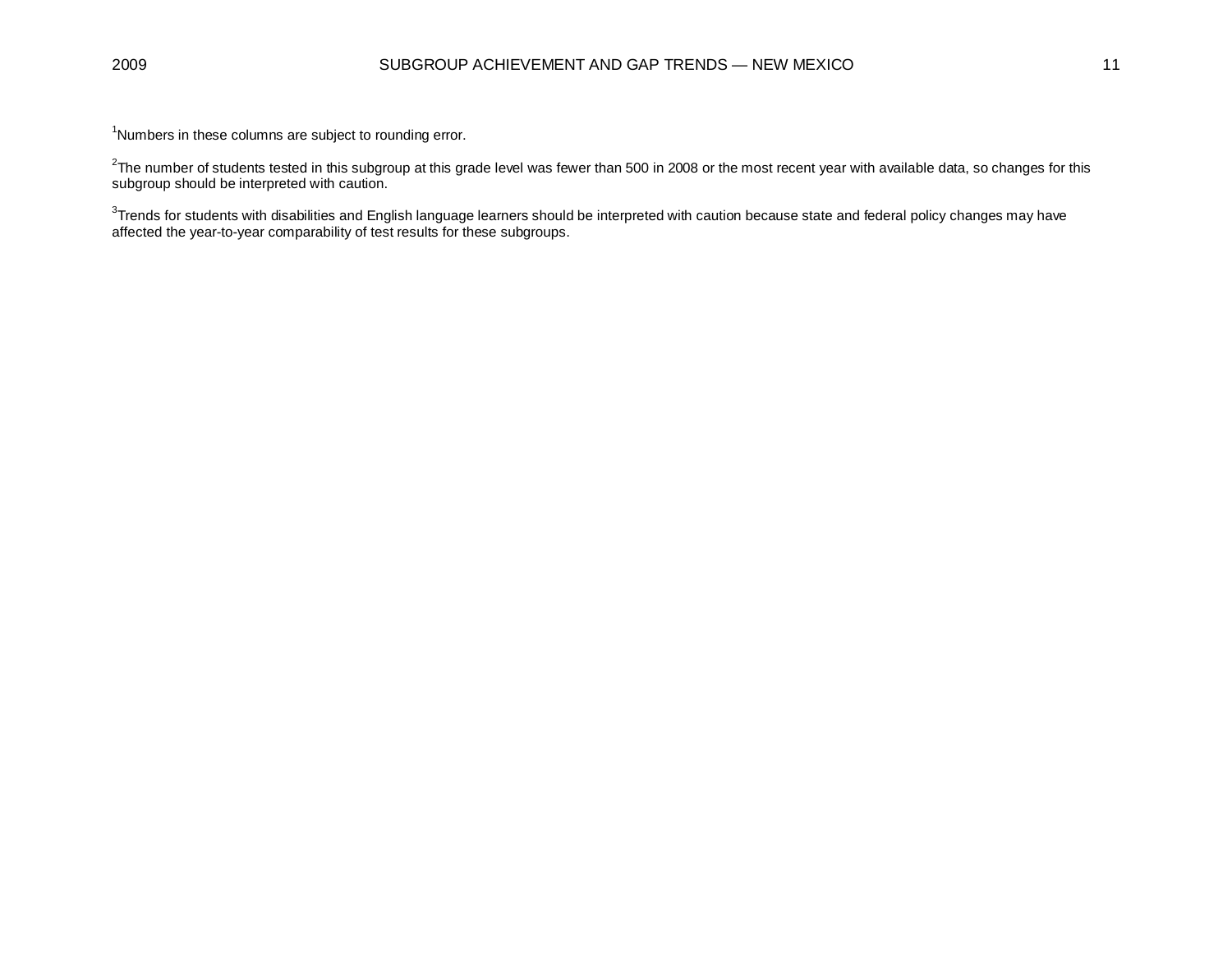[1]Numbers in these columns are subject to rounding error.

[2]The number of students tested in this subgroup at this grade level was fewer than 500 in 2008 or the most recent year with available data, so changes for this subgroup should be interpreted with caution.

[3]Trends for students with disabilities and English language learners should be interpreted with caution because state and federal policy changes may have affected the year-to-year comparability of test results for these subgroups.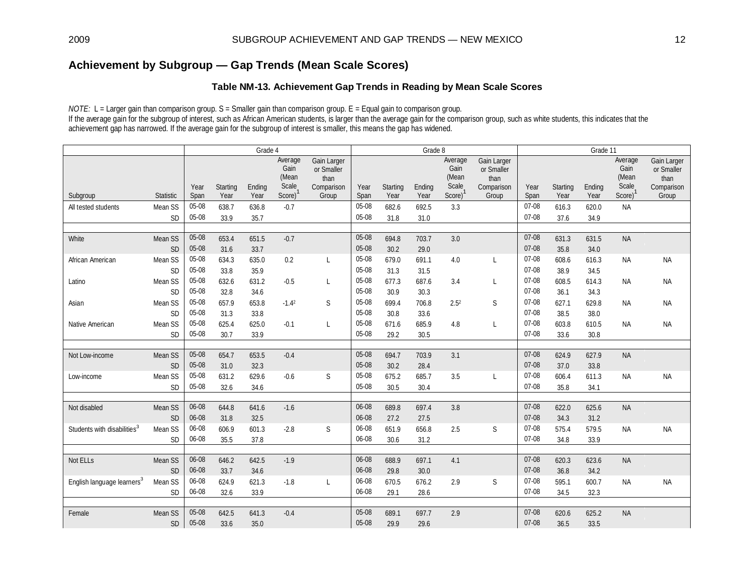## Achievement by Subgroup — Gap Trends (Mean Scale Scores)

### Table NM-13. Achievement Gap Trends in Reading by Mean Scale Scores

*NOTE:* L = Larger gain than comparison group. S = Smaller gain than comparison group. E = Equal gain to comparison group.
If the average gain for the subgroup of interest, such as African American students, is larger than the average gain for the comparison group, such as white students, this indicates that the achievement gap has narrowed. If the average gain for the subgroup of interest is smaller, this means the gap has widened.

| | | Grade 4 | | | | | Grade 8 | | | | | Grade 11 | | | | |
|---|---|---|---|---|---|---|---|---|---|---|---|---|---|---|---|---|
| Subgroup | Statistic | Year Span | Starting Year | Ending Year | Average Gain (Mean Scale Score)[1] | Gain Larger or Smaller than Comparison Group | Year Span | Starting Year | Ending Year | Average Gain (Mean Scale Score)[1] | Gain Larger or Smaller than Comparison Group | Year Span | Starting Year | Ending Year | Average Gain (Mean Scale Score)[1] | Gain Larger or Smaller than Comparison Group |
| All tested students | Mean SS | 05-08 | 638.7 | 636.8 | -0.7 | | 05-08 | 682.6 | 692.5 | 3.3 | | 07-08 | 616.3 | 620.0 | NA | |
| | SD | 05-08 | 33.9 | 35.7 | | | 05-08 | 31.8 | 31.0 | | | 07-08 | 37.6 | 34.9 | | |
| White | Mean SS | 05-08 | 653.4 | 651.5 | -0.7 | | 05-08 | 694.8 | 703.7 | 3.0 | | 07-08 | 631.3 | 631.5 | NA | |
| | SD | 05-08 | 31.6 | 33.7 | | | 05-08 | 30.2 | 29.0 | | | 07-08 | 35.8 | 34.0 | | |
| African American | Mean SS | 05-08 | 634.3 | 635.0 | 0.2 | L | 05-08 | 679.0 | 691.1 | 4.0 | L | 07-08 | 608.6 | 616.3 | NA | NA |
| | SD | 05-08 | 33.8 | 35.9 | | | 05-08 | 31.3 | 31.5 | | | 07-08 | 38.9 | 34.5 | | |
| Latino | Mean SS | 05-08 | 632.6 | 631.2 | -0.5 | L | 05-08 | 677.3 | 687.6 | 3.4 | L | 07-08 | 608.5 | 614.3 | NA | NA |
| | SD | 05-08 | 32.8 | 34.6 | | | 05-08 | 30.9 | 30.3 | | | 07-08 | 36.1 | 34.3 | | |
| Asian | Mean SS | 05-08 | 657.9 | 653.8 | -1.4[2] | S | 05-08 | 699.4 | 706.8 | 2.5[2] | S | 07-08 | 627.1 | 629.8 | NA | NA |
| | SD | 05-08 | 31.3 | 33.8 | | | 05-08 | 30.8 | 33.6 | | | 07-08 | 38.5 | 38.0 | | |
| Native American | Mean SS | 05-08 | 625.4 | 625.0 | -0.1 | L | 05-08 | 671.6 | 685.9 | 4.8 | L | 07-08 | 603.8 | 610.5 | NA | NA |
| | SD | 05-08 | 30.7 | 33.9 | | | 05-08 | 29.2 | 30.5 | | | 07-08 | 33.6 | 30.8 | | |
| Not Low-income | Mean SS | 05-08 | 654.7 | 653.5 | -0.4 | | 05-08 | 694.7 | 703.9 | 3.1 | | 07-08 | 624.9 | 627.9 | NA | |
| | SD | 05-08 | 31.0 | 32.3 | | | 05-08 | 30.2 | 28.4 | | | 07-08 | 37.0 | 33.8 | | |
| Low-income | Mean SS | 05-08 | 631.2 | 629.6 | -0.6 | S | 05-08 | 675.2 | 685.7 | 3.5 | L | 07-08 | 606.4 | 611.3 | NA | NA |
| | SD | 05-08 | 32.6 | 34.6 | | | 05-08 | 30.5 | 30.4 | | | 07-08 | 35.8 | 34.1 | | |
| Not disabled | Mean SS | 06-08 | 644.8 | 641.6 | -1.6 | | 06-08 | 689.8 | 697.4 | 3.8 | | 07-08 | 622.0 | 625.6 | NA | |
| | SD | 06-08 | 31.8 | 32.5 | | | 06-08 | 27.2 | 27.5 | | | 07-08 | 34.3 | 31.2 | | |
| Students with disabilities[3] | Mean SS | 06-08 | 606.9 | 601.3 | -2.8 | S | 06-08 | 651.9 | 656.8 | 2.5 | S | 07-08 | 575.4 | 579.5 | NA | NA |
| | SD | 06-08 | 35.5 | 37.8 | | | 06-08 | 30.6 | 31.2 | | | 07-08 | 34.8 | 33.9 | | |
| Not ELLs | Mean SS | 06-08 | 646.2 | 642.5 | -1.9 | | 06-08 | 688.9 | 697.1 | 4.1 | | 07-08 | 620.3 | 623.6 | NA | |
| | SD | 06-08 | 33.7 | 34.6 | | | 06-08 | 29.8 | 30.0 | | | 07-08 | 36.8 | 34.2 | | |
| English language learners[3] | Mean SS | 06-08 | 624.9 | 621.3 | -1.8 | L | 06-08 | 670.5 | 676.2 | 2.9 | S | 07-08 | 595.1 | 600.7 | NA | NA |
| | SD | 06-08 | 32.6 | 33.9 | | | 06-08 | 29.1 | 28.6 | | | 07-08 | 34.5 | 32.3 | | |
| Female | Mean SS | 05-08 | 642.5 | 641.3 | -0.4 | | 05-08 | 689.1 | 697.7 | 2.9 | | 07-08 | 620.6 | 625.2 | NA | |
| | SD | 05-08 | 33.6 | 35.0 | | | 05-08 | 29.9 | 29.6 | | | 07-08 | 36.5 | 33.5 | | |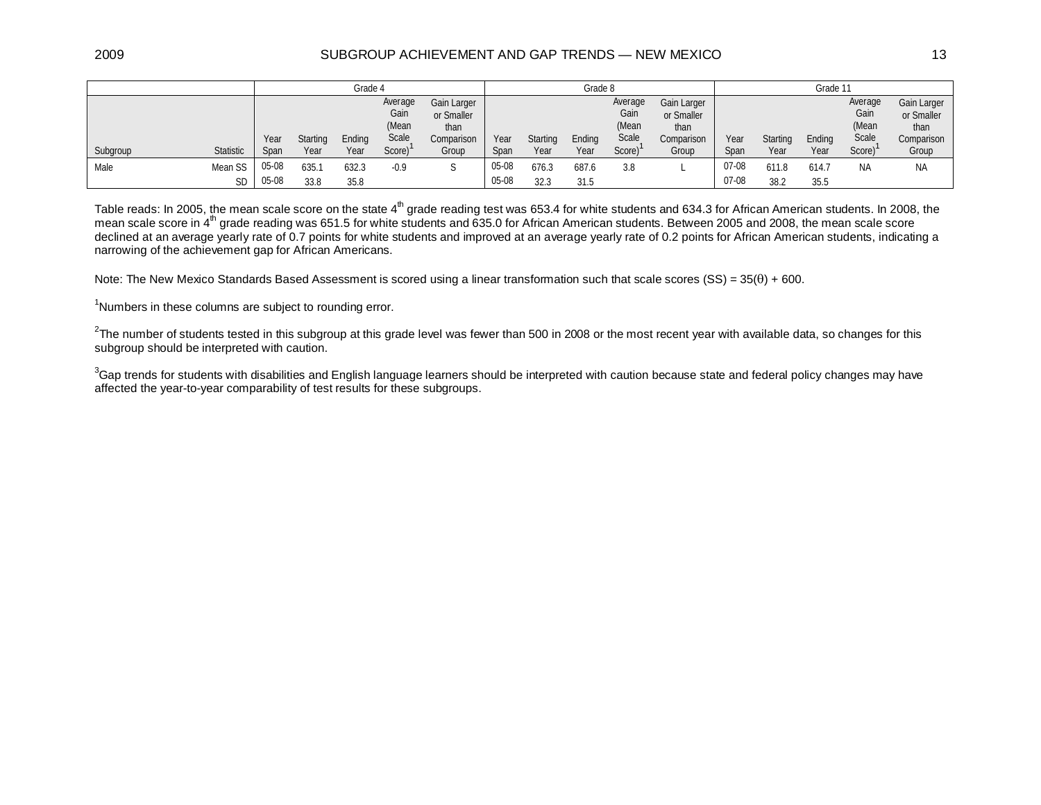| | | Grade 4 | | | | | Grade 8 | | | | | Grade 11 | | | | |
|---|---|---|---|---|---|---|---|---|---|---|---|---|---|---|---|---|
| Subgroup | Statistic | Year Span | Starting Year | Ending Year | Average Gain (Mean Scale Score)[1] | Gain Larger or Smaller than Comparison Group | Year Span | Starting Year | Ending Year | Average Gain (Mean Scale Score)[1] | Gain Larger or Smaller than Comparison Group | Year Span | Starting Year | Ending Year | Average Gain (Mean Scale Score)[1] | Gain Larger or Smaller than Comparison Group |
| Male | Mean SS | 05-08 | 635.1 | 632.3 | -0.9 | S | 05-08 | 676.3 | 687.6 | 3.8 | L | 07-08 | 611.8 | 614.7 | NA | NA |
| | SD | 05-08 | 33.8 | 35.8 | | | 05-08 | 32.3 | 31.5 | | | 07-08 | 38.2 | 35.5 | | |

Table reads: In 2005, the mean scale score on the state 4th grade reading test was 653.4 for white students and 634.3 for African American students. In 2008, the mean scale score in 4th grade reading was 651.5 for white students and 635.0 for African American students. Between 2005 and 2008, the mean scale score declined at an average yearly rate of 0.7 points for white students and improved at an average yearly rate of 0.2 points for African American students, indicating a narrowing of the achievement gap for African Americans.

Note: The New Mexico Standards Based Assessment is scored using a linear transformation such that scale scores (SS) = 35($\theta$) + 600.

[1]Numbers in these columns are subject to rounding error.

[2]The number of students tested in this subgroup at this grade level was fewer than 500 in 2008 or the most recent year with available data, so changes for this subgroup should be interpreted with caution.

[3]Gap trends for students with disabilities and English language learners should be interpreted with caution because state and federal policy changes may have affected the year-to-year comparability of test results for these subgroups.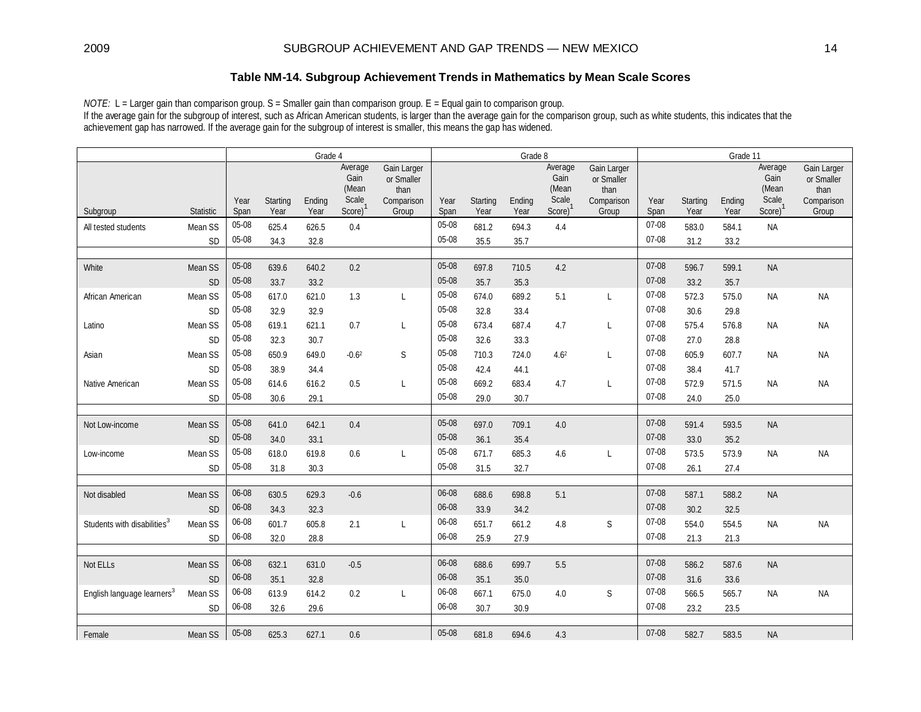### Table NM-14. Subgroup Achievement Trends in Mathematics by Mean Scale Scores

*NOTE:* L = Larger gain than comparison group. S = Smaller gain than comparison group. E = Equal gain to comparison group.
If the average gain for the subgroup of interest, such as African American students, is larger than the average gain for the comparison group, such as white students, this indicates that the achievement gap has narrowed. If the average gain for the subgroup of interest is smaller, this means the gap has widened.

| | | Grade 4 | | | | | Grade 8 | | | | | Grade 11 | | | | |
|---|---|---|---|---|---|---|---|---|---|---|---|---|---|---|---|---|
| Subgroup | Statistic | Year Span | Starting Year | Ending Year | Average Gain (Mean Scale Score)[1] | Gain Larger or Smaller than Comparison Group | Year Span | Starting Year | Ending Year | Average Gain (Mean Scale Score)[1] | Gain Larger or Smaller than Comparison Group | Year Span | Starting Year | Ending Year | Average Gain (Mean Scale Score)[1] | Gain Larger or Smaller than Comparison Group |
| All tested students | Mean SS | 05-08 | 625.4 | 626.5 | 0.4 | | 05-08 | 681.2 | 694.3 | 4.4 | | 07-08 | 583.0 | 584.1 | NA | |
| | SD | 05-08 | 34.3 | 32.8 | | | 05-08 | 35.5 | 35.7 | | | 07-08 | 31.2 | 33.2 | | |
| | | | | | | | | | | | | | | | | |
| White | Mean SS | 05-08 | 639.6 | 640.2 | 0.2 | | 05-08 | 697.8 | 710.5 | 4.2 | | 07-08 | 596.7 | 599.1 | NA | |
| | SD | 05-08 | 33.7 | 33.2 | | | 05-08 | 35.7 | 35.3 | | | 07-08 | 33.2 | 35.7 | | |
| African American | Mean SS | 05-08 | 617.0 | 621.0 | 1.3 | L | 05-08 | 674.0 | 689.2 | 5.1 | L | 07-08 | 572.3 | 575.0 | NA | NA |
| | SD | 05-08 | 32.9 | 32.9 | | | 05-08 | 32.8 | 33.4 | | | 07-08 | 30.6 | 29.8 | | |
| Latino | Mean SS | 05-08 | 619.1 | 621.1 | 0.7 | L | 05-08 | 673.4 | 687.4 | 4.7 | L | 07-08 | 575.4 | 576.8 | NA | NA |
| | SD | 05-08 | 32.3 | 30.7 | | | 05-08 | 32.6 | 33.3 | | | 07-08 | 27.0 | 28.8 | | |
| Asian | Mean SS | 05-08 | 650.9 | 649.0 | -0.6[2] | S | 05-08 | 710.3 | 724.0 | 4.6[2] | L | 07-08 | 605.9 | 607.7 | NA | NA |
| | SD | 05-08 | 38.9 | 34.4 | | | 05-08 | 42.4 | 44.1 | | | 07-08 | 38.4 | 41.7 | | |
| Native American | Mean SS | 05-08 | 614.6 | 616.2 | 0.5 | L | 05-08 | 669.2 | 683.4 | 4.7 | L | 07-08 | 572.9 | 571.5 | NA | NA |
| | SD | 05-08 | 30.6 | 29.1 | | | 05-08 | 29.0 | 30.7 | | | 07-08 | 24.0 | 25.0 | | |
| | | | | | | | | | | | | | | | | |
| Not Low-income | Mean SS | 05-08 | 641.0 | 642.1 | 0.4 | | 05-08 | 697.0 | 709.1 | 4.0 | | 07-08 | 591.4 | 593.5 | NA | |
| | SD | 05-08 | 34.0 | 33.1 | | | 05-08 | 36.1 | 35.4 | | | 07-08 | 33.0 | 35.2 | | |
| Low-income | Mean SS | 05-08 | 618.0 | 619.8 | 0.6 | L | 05-08 | 671.7 | 685.3 | 4.6 | L | 07-08 | 573.5 | 573.9 | NA | NA |
| | SD | 05-08 | 31.8 | 30.3 | | | 05-08 | 31.5 | 32.7 | | | 07-08 | 26.1 | 27.4 | | |
| | | | | | | | | | | | | | | | | |
| Not disabled | Mean SS | 06-08 | 630.5 | 629.3 | -0.6 | | 06-08 | 688.6 | 698.8 | 5.1 | | 07-08 | 587.1 | 588.2 | NA | |
| | SD | 06-08 | 34.3 | 32.3 | | | 06-08 | 33.9 | 34.2 | | | 07-08 | 30.2 | 32.5 | | |
| Students with disabilities[3] | Mean SS | 06-08 | 601.7 | 605.8 | 2.1 | L | 06-08 | 651.7 | 661.2 | 4.8 | S | 07-08 | 554.0 | 554.5 | NA | NA |
| | SD | 06-08 | 32.0 | 28.8 | | | 06-08 | 25.9 | 27.9 | | | 07-08 | 21.3 | 21.3 | | |
| | | | | | | | | | | | | | | | | |
| Not ELLs | Mean SS | 06-08 | 632.1 | 631.0 | -0.5 | | 06-08 | 688.6 | 699.7 | 5.5 | | 07-08 | 586.2 | 587.6 | NA | |
| | SD | 06-08 | 35.1 | 32.8 | | | 06-08 | 35.1 | 35.0 | | | 07-08 | 31.6 | 33.6 | | |
| English language learners[3] | Mean SS | 06-08 | 613.9 | 614.2 | 0.2 | L | 06-08 | 667.1 | 675.0 | 4.0 | S | 07-08 | 566.5 | 565.7 | NA | NA |
| | SD | 06-08 | 32.6 | 29.6 | | | 06-08 | 30.7 | 30.9 | | | 07-08 | 23.2 | 23.5 | | |
| | | | | | | | | | | | | | | | | |
| Female | Mean SS | 05-08 | 625.3 | 627.1 | 0.6 | | 05-08 | 681.8 | 694.6 | 4.3 | | 07-08 | 582.7 | 583.5 | NA | |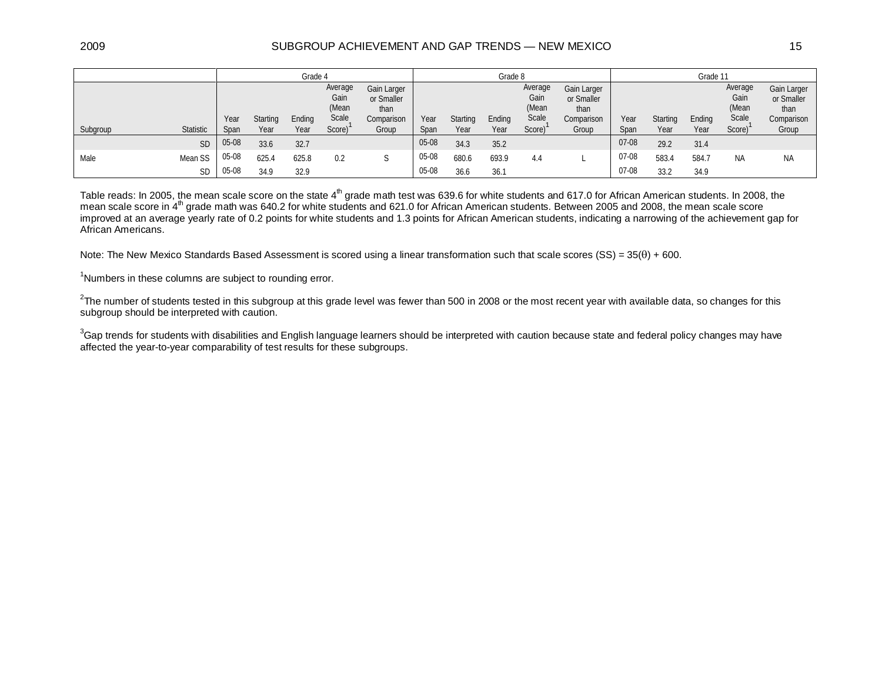| | | Grade 4 | | | | | Grade 8 | | | | | Grade 11 | | | | |
|---|---|---|---|---|---|---|---|---|---|---|---|---|---|---|---|---|
| Subgroup | Statistic | Year Span | Starting Year | Ending Year | Average Gain (Mean Scale Score)[1] | Gain Larger or Smaller than Comparison Group | Year Span | Starting Year | Ending Year | Average Gain (Mean Scale Score)[1] | Gain Larger or Smaller than Comparison Group | Year Span | Starting Year | Ending Year | Average Gain (Mean Scale Score)[1] | Gain Larger or Smaller than Comparison Group |
| | SD | 05-08 | 33.6 | 32.7 | | | 05-08 | 34.3 | 35.2 | | | 07-08 | 29.2 | 31.4 | | |
| Male | Mean SS | 05-08 | 625.4 | 625.8 | 0.2 | S | 05-08 | 680.6 | 693.9 | 4.4 | L | 07-08 | 583.4 | 584.7 | NA | NA |
| | SD | 05-08 | 34.9 | 32.9 | | | 05-08 | 36.6 | 36.1 | | | 07-08 | 33.2 | 34.9 | | |

Table reads: In 2005, the mean scale score on the state 4th grade math test was 639.6 for white students and 617.0 for African American students. In 2008, the mean scale score in 4th grade math was 640.2 for white students and 621.0 for African American students. Between 2005 and 2008, the mean scale score improved at an average yearly rate of 0.2 points for white students and 1.3 points for African American students, indicating a narrowing of the achievement gap for African Americans.

Note: The New Mexico Standards Based Assessment is scored using a linear transformation such that scale scores (SS) = $35(\theta) + 600$.

[1]Numbers in these columns are subject to rounding error.

[2]The number of students tested in this subgroup at this grade level was fewer than 500 in 2008 or the most recent year with available data, so changes for this subgroup should be interpreted with caution.

[3]Gap trends for students with disabilities and English language learners should be interpreted with caution because state and federal policy changes may have affected the year-to-year comparability of test results for these subgroups.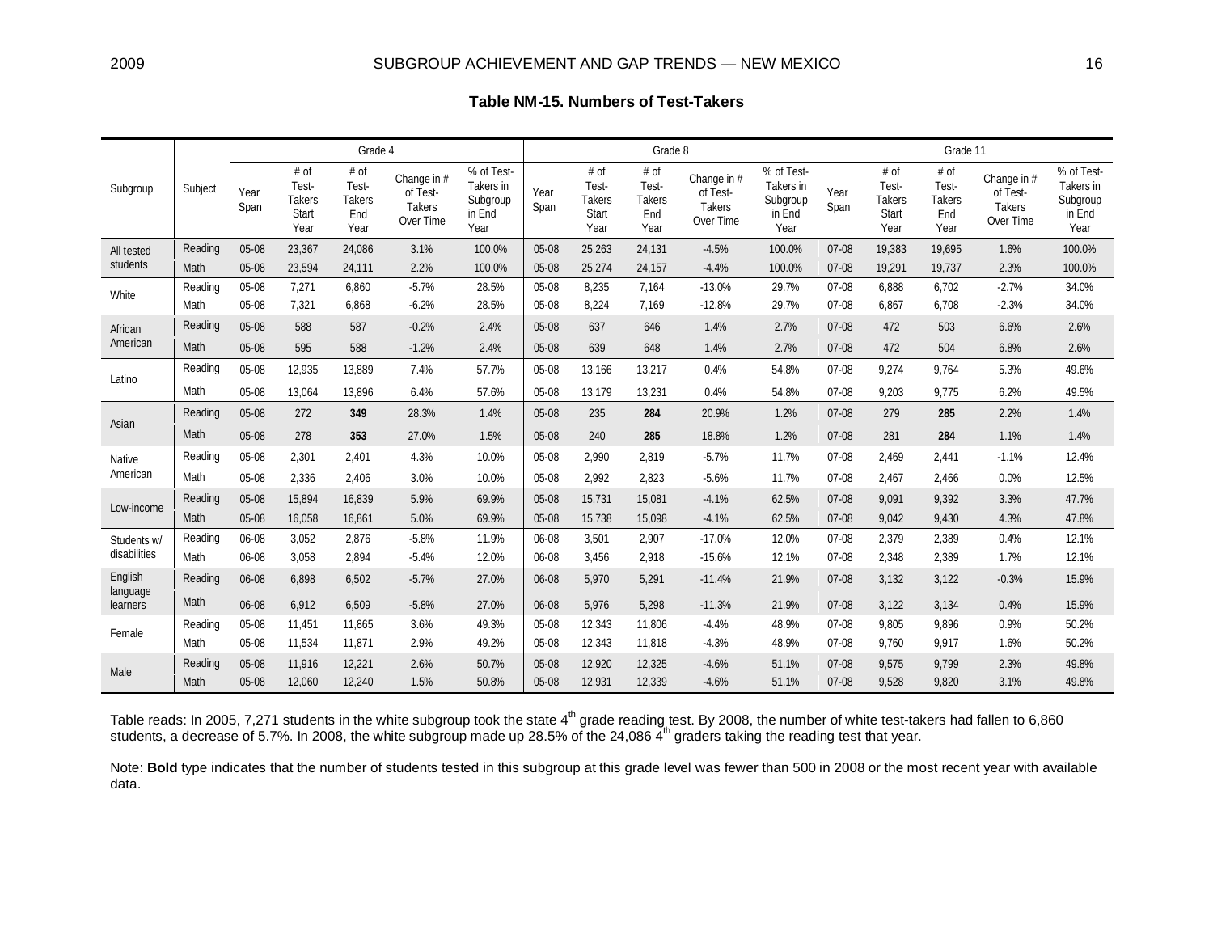**Table NM-15. Numbers of Test-Takers**

| Subgroup | Subject | Grade 4 | | | | | Grade 8 | | | | | Grade 11 | | | | |
|---|---|---|---|---|---|---|---|---|---|---|---|---|---|---|---|---|
| | | Year Span | # of Test-Takers Start Year | # of Test-Takers End Year | Change in # of Test-Takers Over Time | % of Test-Takers in Subgroup in End Year | Year Span | # of Test-Takers Start Year | # of Test-Takers End Year | Change in # of Test-Takers Over Time | % of Test-Takers in Subgroup in End Year | Year Span | # of Test-Takers Start Year | # of Test-Takers End Year | Change in # of Test-Takers Over Time | % of Test-Takers in Subgroup in End Year |
| All tested students | Reading | 05-08 | 23,367 | 24,086 | 3.1% | 100.0% | 05-08 | 25,263 | 24,131 | -4.5% | 100.0% | 07-08 | 19,383 | 19,695 | 1.6% | 100.0% |
| | Math | 05-08 | 23,594 | 24,111 | 2.2% | 100.0% | 05-08 | 25,274 | 24,157 | -4.4% | 100.0% | 07-08 | 19,291 | 19,737 | 2.3% | 100.0% |
| White | Reading | 05-08 | 7,271 | 6,860 | -5.7% | 28.5% | 05-08 | 8,235 | 7,164 | -13.0% | 29.7% | 07-08 | 6,888 | 6,702 | -2.7% | 34.0% |
| | Math | 05-08 | 7,321 | 6,868 | -6.2% | 28.5% | 05-08 | 8,224 | 7,169 | -12.8% | 29.7% | 07-08 | 6,867 | 6,708 | -2.3% | 34.0% |
| African American | Reading | 05-08 | 588 | 587 | -0.2% | 2.4% | 05-08 | 637 | 646 | 1.4% | 2.7% | 07-08 | 472 | 503 | 6.6% | 2.6% |
| | Math | 05-08 | 595 | 588 | -1.2% | 2.4% | 05-08 | 639 | 648 | 1.4% | 2.7% | 07-08 | 472 | 504 | 6.8% | 2.6% |
| Latino | Reading | 05-08 | 12,935 | 13,889 | 7.4% | 57.7% | 05-08 | 13,166 | 13,217 | 0.4% | 54.8% | 07-08 | 9,274 | 9,764 | 5.3% | 49.6% |
| | Math | 05-08 | 13,064 | 13,896 | 6.4% | 57.6% | 05-08 | 13,179 | 13,231 | 0.4% | 54.8% | 07-08 | 9,203 | 9,775 | 6.2% | 49.5% |
| Asian | Reading | 05-08 | 272 | **349** | 28.3% | 1.4% | 05-08 | 235 | **284** | 20.9% | 1.2% | 07-08 | 279 | **285** | 2.2% | 1.4% |
| | Math | 05-08 | 278 | **353** | 27.0% | 1.5% | 05-08 | 240 | **285** | 18.8% | 1.2% | 07-08 | 281 | **284** | 1.1% | 1.4% |
| Native American | Reading | 05-08 | 2,301 | 2,401 | 4.3% | 10.0% | 05-08 | 2,990 | 2,819 | -5.7% | 11.7% | 07-08 | 2,469 | 2,441 | -1.1% | 12.4% |
| | Math | 05-08 | 2,336 | 2,406 | 3.0% | 10.0% | 05-08 | 2,992 | 2,823 | -5.6% | 11.7% | 07-08 | 2,467 | 2,466 | 0.0% | 12.5% |
| Low-income | Reading | 05-08 | 15,894 | 16,839 | 5.9% | 69.9% | 05-08 | 15,731 | 15,081 | -4.1% | 62.5% | 07-08 | 9,091 | 9,392 | 3.3% | 47.7% |
| | Math | 05-08 | 16,058 | 16,861 | 5.0% | 69.9% | 05-08 | 15,738 | 15,098 | -4.1% | 62.5% | 07-08 | 9,042 | 9,430 | 4.3% | 47.8% |
| Students w/ disabilities | Reading | 06-08 | 3,052 | 2,876 | -5.8% | 11.9% | 06-08 | 3,501 | 2,907 | -17.0% | 12.0% | 07-08 | 2,379 | 2,389 | 0.4% | 12.1% |
| | Math | 06-08 | 3,058 | 2,894 | -5.4% | 12.0% | 06-08 | 3,456 | 2,918 | -15.6% | 12.1% | 07-08 | 2,348 | 2,389 | 1.7% | 12.1% |
| English language learners | Reading | 06-08 | 6,898 | 6,502 | -5.7% | 27.0% | 06-08 | 5,970 | 5,291 | -11.4% | 21.9% | 07-08 | 3,132 | 3,122 | -0.3% | 15.9% |
| | Math | 06-08 | 6,912 | 6,509 | -5.8% | 27.0% | 06-08 | 5,976 | 5,298 | -11.3% | 21.9% | 07-08 | 3,122 | 3,134 | 0.4% | 15.9% |
| Female | Reading | 05-08 | 11,451 | 11,865 | 3.6% | 49.3% | 05-08 | 12,343 | 11,806 | -4.4% | 48.9% | 07-08 | 9,805 | 9,896 | 0.9% | 50.2% |
| | Math | 05-08 | 11,534 | 11,871 | 2.9% | 49.2% | 05-08 | 12,343 | 11,818 | -4.3% | 48.9% | 07-08 | 9,760 | 9,917 | 1.6% | 50.2% |
| Male | Reading | 05-08 | 11,916 | 12,221 | 2.6% | 50.7% | 05-08 | 12,920 | 12,325 | -4.6% | 51.1% | 07-08 | 9,575 | 9,799 | 2.3% | 49.8% |
| | Math | 05-08 | 12,060 | 12,240 | 1.5% | 50.8% | 05-08 | 12,931 | 12,339 | -4.6% | 51.1% | 07-08 | 9,528 | 9,820 | 3.1% | 49.8% |

Table reads: In 2005, 7,271 students in the white subgroup took the state 4th grade reading test. By 2008, the number of white test-takers had fallen to 6,860 students, a decrease of 5.7%. In 2008, the white subgroup made up 28.5% of the 24,086 4th graders taking the reading test that year.

Note: **Bold** type indicates that the number of students tested in this subgroup at this grade level was fewer than 500 in 2008 or the most recent year with available data.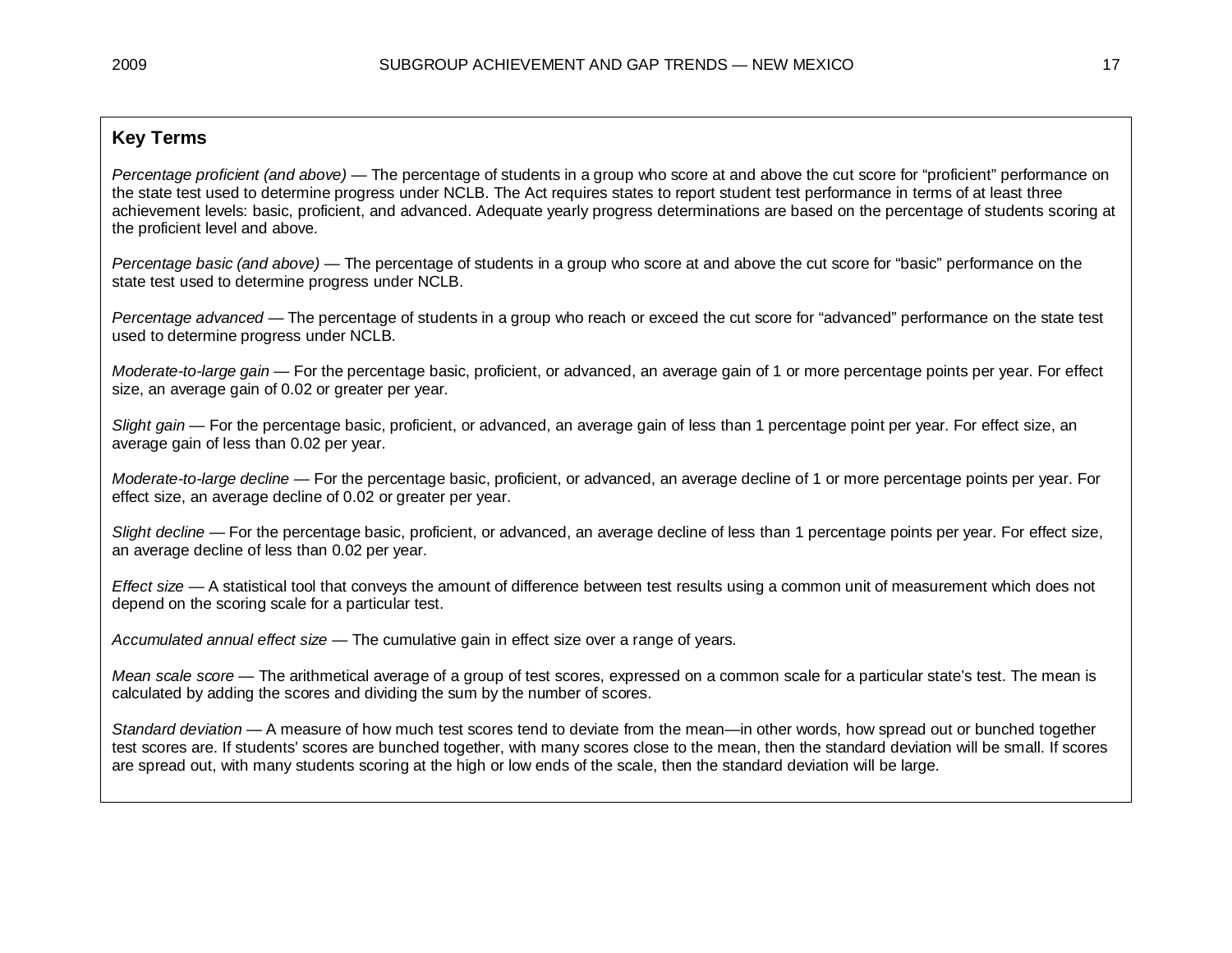## Key Terms

*Percentage proficient (and above)* — The percentage of students in a group who score at and above the cut score for "proficient" performance on the state test used to determine progress under NCLB. The Act requires states to report student test performance in terms of at least three achievement levels: basic, proficient, and advanced. Adequate yearly progress determinations are based on the percentage of students scoring at the proficient level and above.

*Percentage basic (and above)* — The percentage of students in a group who score at and above the cut score for "basic" performance on the state test used to determine progress under NCLB.

*Percentage advanced* — The percentage of students in a group who reach or exceed the cut score for "advanced" performance on the state test used to determine progress under NCLB.

*Moderate-to-large gain* — For the percentage basic, proficient, or advanced, an average gain of 1 or more percentage points per year. For effect size, an average gain of 0.02 or greater per year.

*Slight gain* — For the percentage basic, proficient, or advanced, an average gain of less than 1 percentage point per year. For effect size, an average gain of less than 0.02 per year.

*Moderate-to-large decline* — For the percentage basic, proficient, or advanced, an average decline of 1 or more percentage points per year. For effect size, an average decline of 0.02 or greater per year.

*Slight decline* — For the percentage basic, proficient, or advanced, an average decline of less than 1 percentage points per year. For effect size, an average decline of less than 0.02 per year.

*Effect size* — A statistical tool that conveys the amount of difference between test results using a common unit of measurement which does not depend on the scoring scale for a particular test.

*Accumulated annual effect size* — The cumulative gain in effect size over a range of years.

*Mean scale score* — The arithmetical average of a group of test scores, expressed on a common scale for a particular state's test. The mean is calculated by adding the scores and dividing the sum by the number of scores.

*Standard deviation* — A measure of how much test scores tend to deviate from the mean—in other words, how spread out or bunched together test scores are. If students' scores are bunched together, with many scores close to the mean, then the standard deviation will be small. If scores are spread out, with many students scoring at the high or low ends of the scale, then the standard deviation will be large.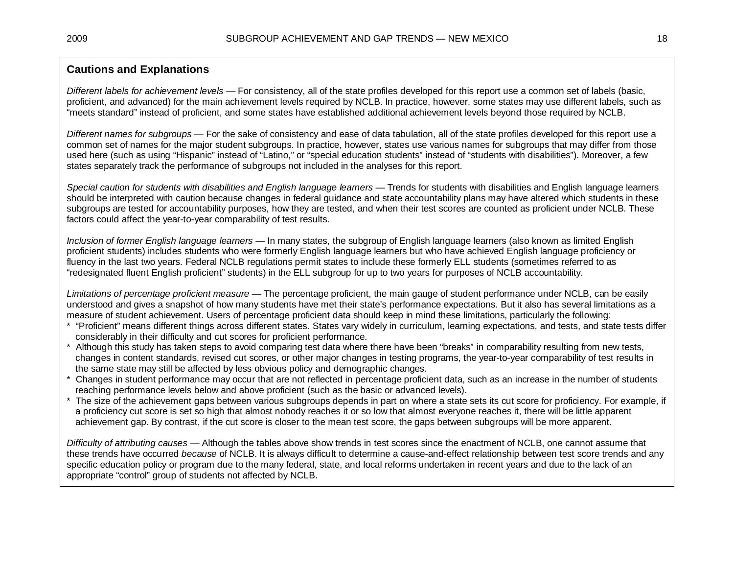## Cautions and Explanations

*Different labels for achievement levels* — For consistency, all of the state profiles developed for this report use a common set of labels (basic, proficient, and advanced) for the main achievement levels required by NCLB. In practice, however, some states may use different labels, such as "meets standard" instead of proficient, and some states have established additional achievement levels beyond those required by NCLB.

*Different names for subgroups* — For the sake of consistency and ease of data tabulation, all of the state profiles developed for this report use a common set of names for the major student subgroups. In practice, however, states use various names for subgroups that may differ from those used here (such as using "Hispanic" instead of "Latino," or "special education students" instead of "students with disabilities"). Moreover, a few states separately track the performance of subgroups not included in the analyses for this report.

*Special caution for students with disabilities and English language learners* — Trends for students with disabilities and English language learners should be interpreted with caution because changes in federal guidance and state accountability plans may have altered which students in these subgroups are tested for accountability purposes, how they are tested, and when their test scores are counted as proficient under NCLB. These factors could affect the year-to-year comparability of test results.

*Inclusion of former English language learners* — In many states, the subgroup of English language learners (also known as limited English proficient students) includes students who were formerly English language learners but who have achieved English language proficiency or fluency in the last two years. Federal NCLB regulations permit states to include these formerly ELL students (sometimes referred to as "redesignated fluent English proficient" students) in the ELL subgroup for up to two years for purposes of NCLB accountability.

*Limitations of percentage proficient measure* — The percentage proficient, the main gauge of student performance under NCLB, can be easily understood and gives a snapshot of how many students have met their state's performance expectations. But it also has several limitations as a measure of student achievement. Users of percentage proficient data should keep in mind these limitations, particularly the following:

* "Proficient" means different things across different states. States vary widely in curriculum, learning expectations, and tests, and state tests differ considerably in their difficulty and cut scores for proficient performance.
* Although this study has taken steps to avoid comparing test data where there have been "breaks" in comparability resulting from new tests, changes in content standards, revised cut scores, or other major changes in testing programs, the year-to-year comparability of test results in the same state may still be affected by less obvious policy and demographic changes.
* Changes in student performance may occur that are not reflected in percentage proficient data, such as an increase in the number of students reaching performance levels below and above proficient (such as the basic or advanced levels).
* The size of the achievement gaps between various subgroups depends in part on where a state sets its cut score for proficiency. For example, if a proficiency cut score is set so high that almost nobody reaches it or so low that almost everyone reaches it, there will be little apparent achievement gap. By contrast, if the cut score is closer to the mean test score, the gaps between subgroups will be more apparent.

*Difficulty of attributing causes* — Although the tables above show trends in test scores since the enactment of NCLB, one cannot assume that these trends have occurred *because* of NCLB. It is always difficult to determine a cause-and-effect relationship between test score trends and any specific education policy or program due to the many federal, state, and local reforms undertaken in recent years and due to the lack of an appropriate "control" group of students not affected by NCLB.